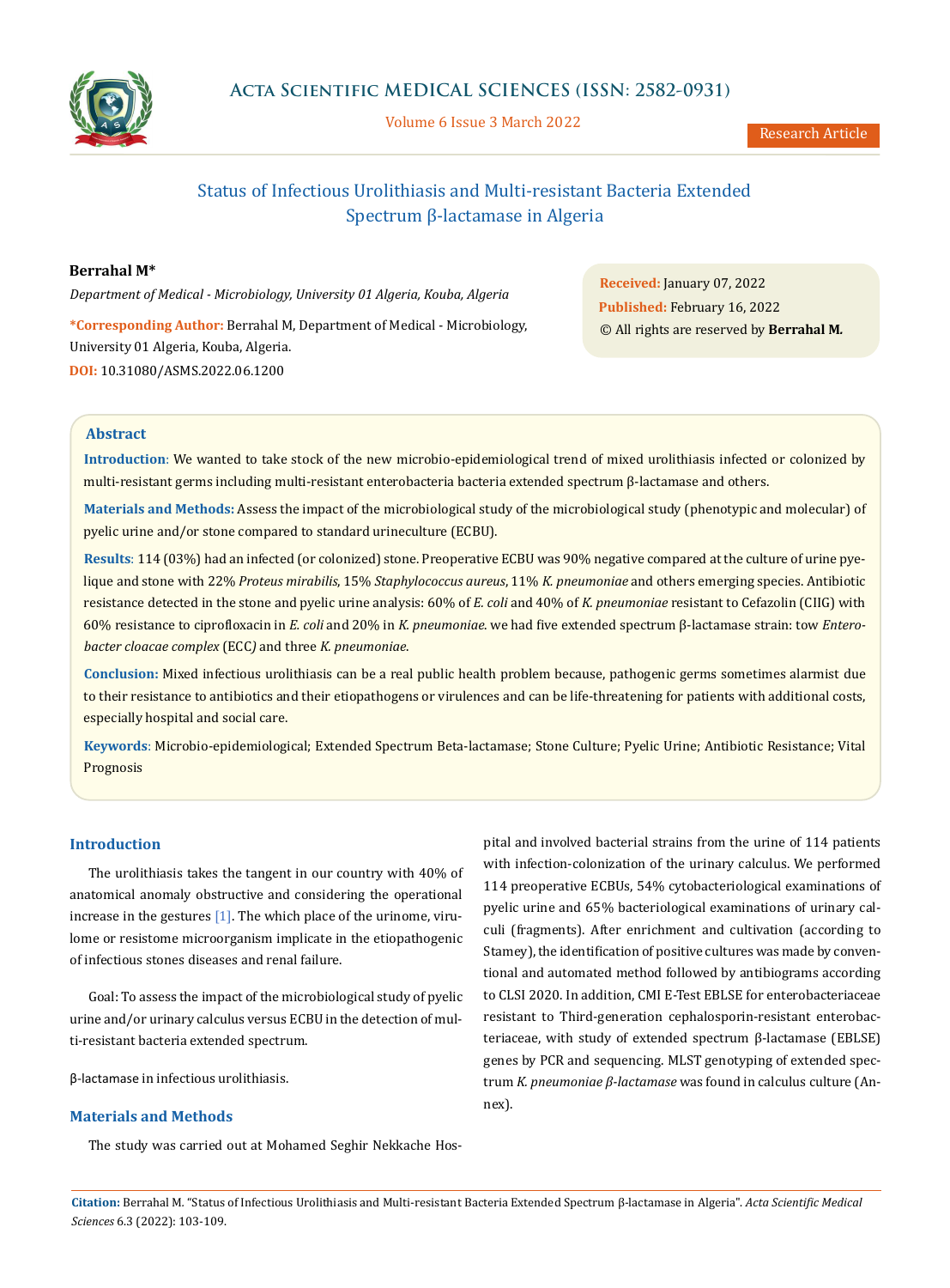# Status of Infectious Urolithiasis and Multi-resistant Bacteria Extended Spectrum β-lactamase in Algeria

**Berrahal M***

*Department of Medical - Microbiology, University 01 Algeria, Kouba, Algeria*

**\*Corresponding Author:** Berrahal M, Department of Medical - Microbiology, University 01 Algeria, Kouba, Algeria.

**DOI:** 10.31080/ASMS.2022.06.1200

**Received:** January 07, 2022
**Published:** February 16, 2022
© All rights are reserved by **Berrahal M.**

## Abstract

**Introduction**: We wanted to take stock of the new microbio-epidemiological trend of mixed urolithiasis infected or colonized by multi-resistant germs including multi-resistant enterobacteria bacteria extended spectrum β-lactamase and others.

**Materials and Methods:** Assess the impact of the microbiological study of the microbiological study (phenotypic and molecular) of pyelic urine and/or stone compared to standard urineculture (ECBU).

**Results**: 114 (03%) had an infected (or colonized) stone. Preoperative ECBU was 90% negative compared at the culture of urine pyelique and stone with 22% *Proteus mirabilis*, 15% *Staphylococcus aureus*, 11% *K. pneumoniae* and others emerging species. Antibiotic resistance detected in the stone and pyelic urine analysis: 60% of *E. coli* and 40% of *K. pneumoniae* resistant to Cefazolin (CIIG) with 60% resistance to ciprofloxacin in *E. coli* and 20% in *K. pneumoniae*. we had five extended spectrum β-lactamase strain: tow *Enterobacter cloacae complex* (ECC*)* and three *K. pneumoniae*.

**Conclusion:** Mixed infectious urolithiasis can be a real public health problem because, pathogenic germs sometimes alarmist due to their resistance to antibiotics and their etiopathogens or virulences and can be life-threatening for patients with additional costs, especially hospital and social care.

**Keywords**: Microbio-epidemiological; Extended Spectrum Beta-lactamase; Stone Culture; Pyelic Urine; Antibiotic Resistance; Vital Prognosis

## Introduction

The urolithiasis takes the tangent in our country with 40% of anatomical anomaly obstructive and considering the operational increase in the gestures [1]. The which place of the urinome, virulome or resistome microorganism implicate in the etiopathogenic of infectious stones diseases and renal failure.

Goal: To assess the impact of the microbiological study of pyelic urine and/or urinary calculus versus ECBU in the detection of multi-resistant bacteria extended spectrum.

β-lactamase in infectious urolithiasis.

## Materials and Methods

The study was carried out at Mohamed Seghir Nekkache Hospital and involved bacterial strains from the urine of 114 patients with infection-colonization of the urinary calculus. We performed 114 preoperative ECBUs, 54% cytobacteriological examinations of pyelic urine and 65% bacteriological examinations of urinary calculi (fragments). After enrichment and cultivation (according to Stamey), the identification of positive cultures was made by conventional and automated method followed by antibiograms according to CLSI 2020. In addition, CMI E-Test EBLSE for enterobacteriaceae resistant to Third-generation cephalosporin-resistant enterobacteriaceae, with study of extended spectrum β-lactamase (EBLSE) genes by PCR and sequencing. MLST genotyping of extended spectrum *K. pneumoniae β-lactamase* was found in calculus culture (Annex).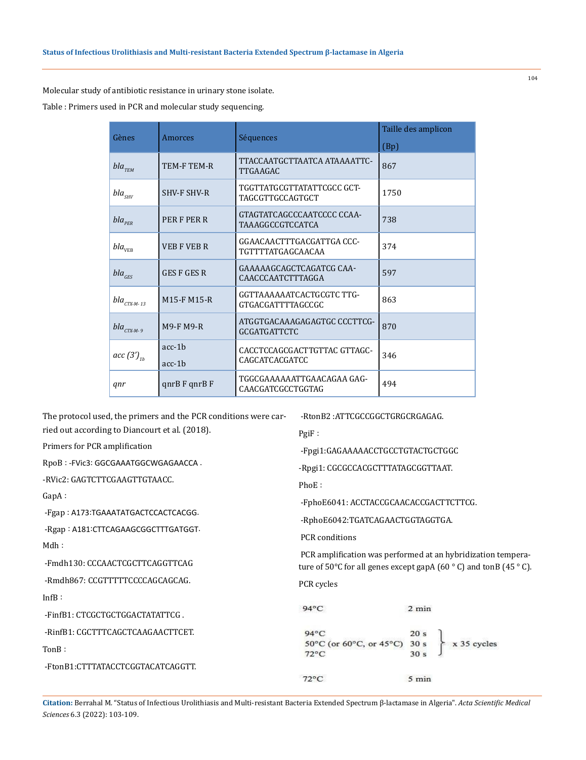Molecular study of antibiotic resistance in urinary stone isolate.

Table : Primers used in PCR and molecular study sequencing.

| Gènes | Amorces | Séquences | Taille des amplicon (Bp) |
|---|---|---|---|
| $bla_{TEM}$ | TEM-F TEM-R | TTACCAATGCTTAATCA ATAAAATTC-TTGAAGAC | 867 |
| $bla_{SHV}$ | SHV-F SHV-R | TGGTTATGCGTTATATTCGCC GCT-TAGCGTTGCCAGTGCT | 1750 |
| $bla_{PER}$ | PER F PER R | GTAGTATCAGCCCAATCCCC CCAA-TAAAGGCCGTCCATCA | 738 |
| $bla_{VEB}$ | VEB F VEB R | GGAACAACTTTGACGATTGA CCC-TGTTTTATGAGCAACAA | 374 |
| $bla_{GES}$ | GES F GES R | GAAAAAGCAGCTCAGATCG CAA-CAACCCAATCTTTAGGA | 597 |
| $bla_{CTX-M-13}$ | M15-F M15-R | GGTTAAAAAATCACTGCGTC TTG-GTGACGATTTTAGCCGC | 863 |
| $bla_{CTX-M-9}$ | M9-F M9-R | ATGGTGACAAAGAGAGTGC CCCTTCG-GCGATGATTCTC | 870 |
| $acc\ (3')_{1b}$ | acc-1b acc-1b | CACCTCCAGCGACTTGTTAC GTTAGC-CAGCATCACGATCC | 346 |
| $qnr$ | qnrB F qnrB F | TGGCGAAAAAATTGAACAGAA GAG-CAACGATCGCCTGGTAG | 494 |

The protocol used, the primers and the PCR conditions were carried out according to Diancourt et al. (2018).

Primers for PCR amplification

RpoB : -FVic3: GGCGAAATGGCWGAGAACCA .

-RVic2: GAGTCTTCGAAGTTGTAACC.

GapA :

-Fgap : A173:TGAAATATGACTCCACTCACGG.

-Rgap : A181:CTTCAGAAGCGGCTTTGATGGT.

Mdh :

-Fmdh130: CCCAACTCGCTTCAGGTTCAG

-Rmdh867: CCGTTTTTCCCCAGCAGCAG.

InfB :

-FinfB1: CTCGCTGCTGGACTATATTCG .

-RinfB1: CGCTTTCAGCTCAAGAACTTCET.

TonB :

-FtonB1:CTTTATACCTCGGTACATCAGGTT.

-RtonB2 :ATTCGCCGGCTGRGCRGAGAG.

PgiF :

-Fpgi1:GAGAAAAACCTGCCTGTACTGCTGGC

-Rpgi1: CGCGCCACGCTTTATAGCGGTTAAT.

PhoE :

-FphoE6041: ACCTACCGCAACACCGACTTCTTCG.

-RphoE6042:TGATCAGAACTGGTAGGTGA.

PCR conditions

PCR amplification was performed at an hybridization temperature of 50°C for all genes except gapA (60 ° C) and tonB (45 ° C).

PCR cycles

| | | |
|---|---|---|
| 94°C | 2 min | |
| 94°C | 20 s | x 35 cycles |
| 50°C (or 60°C, or 45°C) | 30 s | |
| 72°C | 30 s | |
| 72°C | 5 min | |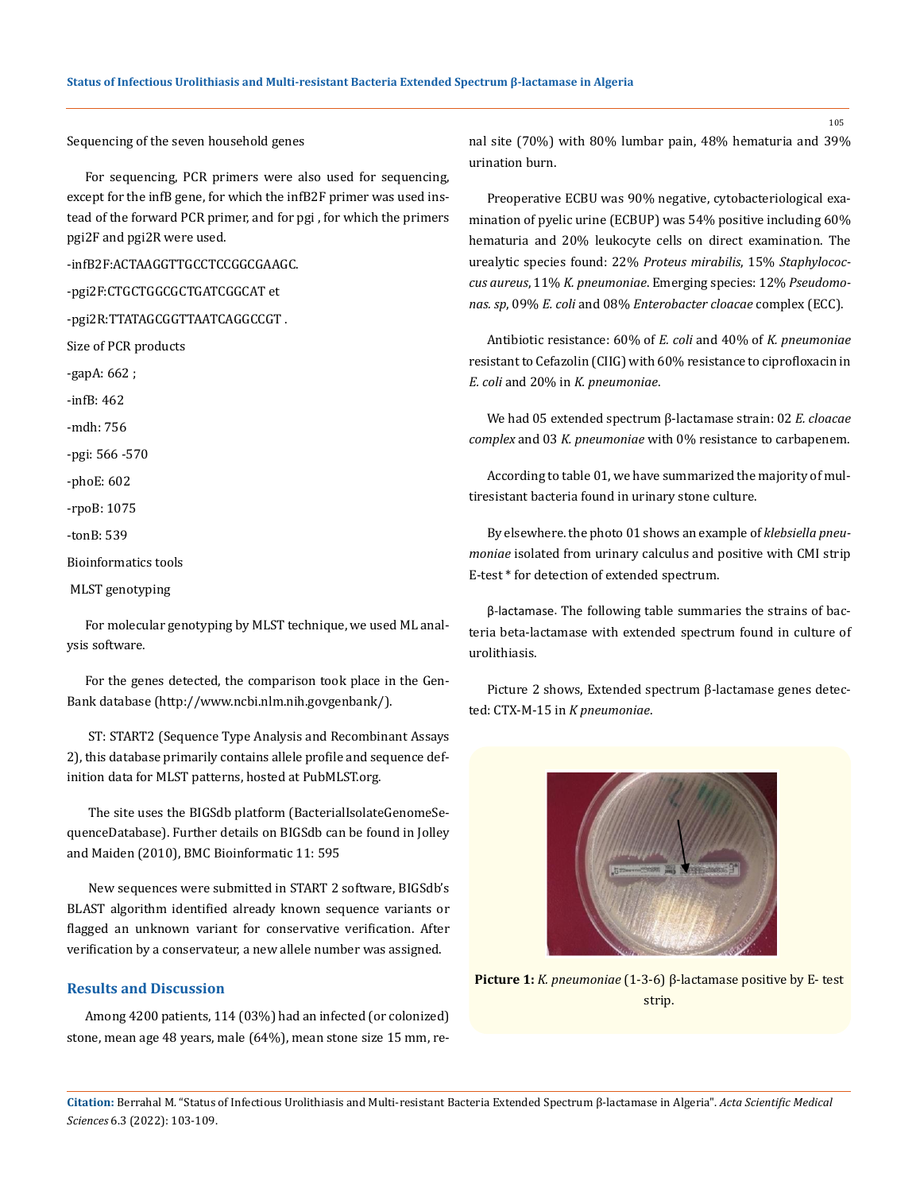Sequencing of the seven household genes

For sequencing, PCR primers were also used for sequencing, except for the infB gene, for which the infB2F primer was used instead of the forward PCR primer, and for pgi , for which the primers pgi2F and pgi2R were used.

-infB2F:ACTAAGGTTGCCTCCGGCGAAGC.

-pgi2F:CTGCTGGCGCTGATCGGCAT et

-pgi2R:TTATAGCGGTTAATCAGGCCGT .

Size of PCR products

-gapA: 662 ;

-infB: 462

-mdh: 756

-pgi: 566 -570

-phoE: 602

-rpoB: 1075

-tonB: 539

Bioinformatics tools

MLST genotyping

For molecular genotyping by MLST technique, we used ML analysis software.

For the genes detected, the comparison took place in the GenBank database (http://www.ncbi.nlm.nih.govgenbank/).

ST: START2 (Sequence Type Analysis and Recombinant Assays 2), this database primarily contains allele profile and sequence definition data for MLST patterns, hosted at PubMLST.org.

The site uses the BIGSdb platform (BacterialIsolateGenomeSequenceDatabase). Further details on BIGSdb can be found in Jolley and Maiden (2010), BMC Bioinformatic 11: 595

New sequences were submitted in START 2 software, BIGSdb's BLAST algorithm identified already known sequence variants or flagged an unknown variant for conservative verification. After verification by a conservateur, a new allele number was assigned.

## Results and Discussion

Among 4200 patients, 114 (03%) had an infected (or colonized) stone, mean age 48 years, male (64%), mean stone size 15 mm, renal site (70%) with 80% lumbar pain, 48% hematuria and 39% urination burn.

Preoperative ECBU was 90% negative, cytobacteriological examination of pyelic urine (ECBUP) was 54% positive including 60% hematuria and 20% leukocyte cells on direct examination. The urealytic species found: 22% *Proteus mirabilis*, 15% *Staphylococcus aureus*, 11% *K. pneumoniae*. Emerging species: 12% *Pseudomonas. sp*, 09% *E. coli* and 08% *Enterobacter cloacae* complex (ECC).

Antibiotic resistance: 60% of *E. coli* and 40% of *K. pneumoniae* resistant to Cefazolin (CIIG) with 60% resistance to ciprofloxacin in *E. coli* and 20% in *K. pneumoniae*.

We had 05 extended spectrum β-lactamase strain: 02 *E. cloacae complex* and 03 *K. pneumoniae* with 0% resistance to carbapenem.

According to table 01, we have summarized the majority of multiresistant bacteria found in urinary stone culture.

By elsewhere. the photo 01 shows an example of *klebsiella pneumoniae* isolated from urinary calculus and positive with CMI strip E-test * for detection of extended spectrum.

β-lactamase. The following table summaries the strains of bacteria beta-lactamase with extended spectrum found in culture of urolithiasis.

Picture 2 shows, Extended spectrum β-lactamase genes detected: CTX-M-15 in *K pneumoniae*.

**Picture 1:** *K. pneumoniae* (1-3-6) β-lactamase positive by E- test strip.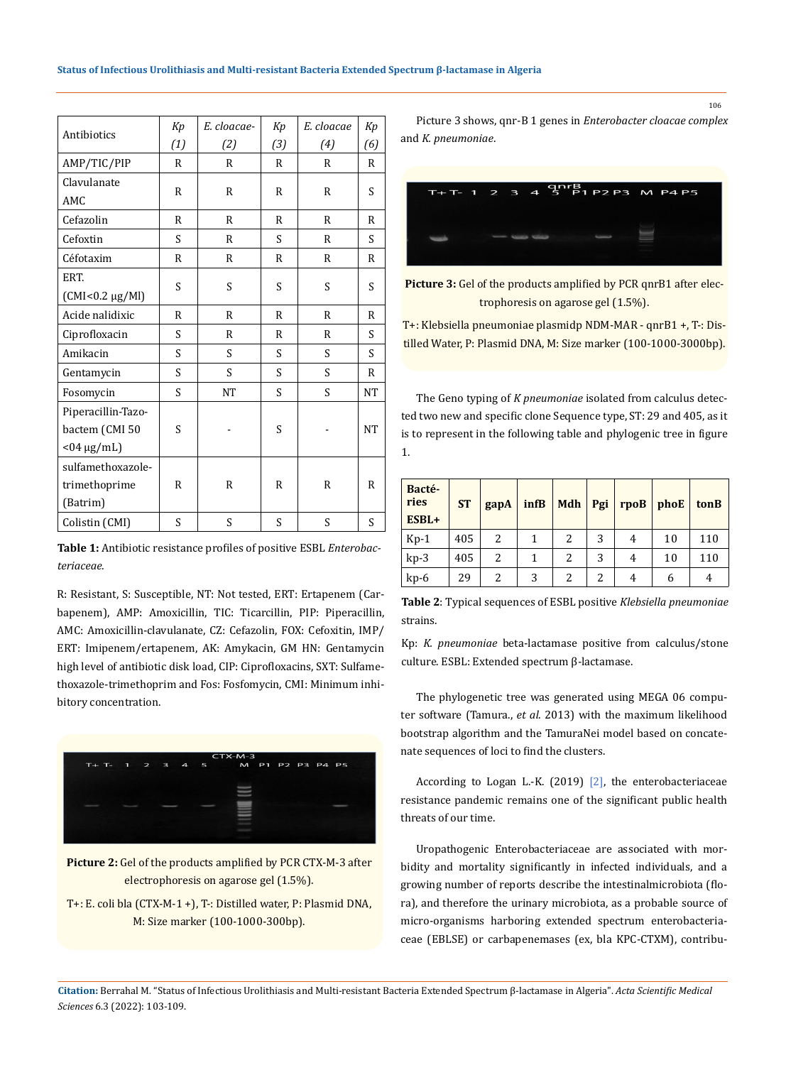| Antibiotics | *Kp (1)* | *E. cloacae- (2)* | *Kp (3)* | *E. cloacae (4)* | *Kp (6)* |
|---|---|---|---|---|---|
| AMP/TIC/PIP | R | R | R | R | R |
| Clavulanate AMC | R | R | R | R | S |
| Cefazolin | R | R | R | R | R |
| Cefoxtin | S | R | S | R | S |
| Céfotaxim | R | R | R | R | R |
| ERT. (CMI<0.2 µg/Ml) | S | S | S | S | S |
| Acide nalidixic | R | R | R | R | R |
| Ciprofloxacin | S | R | R | R | S |
| Amikacin | S | S | S | S | S |
| Gentamycin | S | S | S | S | R |
| Fosomycin | S | NT | S | S | NT |
| Piperacillin-Tazobactem (CMI 50 <04 µg/mL) | S | - | S | - | NT |
| sulfamethoxazole-trimethoprime (Batrim) | R | R | R | R | R |
| Colistin (CMI) | S | S | S | S | S |

**Table 1:** Antibiotic resistance profiles of positive ESBL *Enterobacteriaceae.*

R: Resistant, S: Susceptible, NT: Not tested, ERT: Ertapenem (Carbapenem), AMP: Amoxicillin, TIC: Ticarcillin, PIP: Piperacillin, AMC: Amoxicillin-clavulanate, CZ: Cefazolin, FOX: Cefoxitin, IMP/ERT: Imipenem/ertapenem, AK: Amykacin, GM HN: Gentamycin high level of antibiotic disk load, CIP: Ciprofloxacins, SXT: Sulfamethoxazole-trimethoprim and Fos: Fosfomycin, CMI: Minimum inhibitory concentration.

**Picture 2:** Gel of the products amplified by PCR CTX-M-3 after electrophoresis on agarose gel (1.5%).

T+: E. coli bla (CTX-M-1 +), T-: Distilled water, P: Plasmid DNA, M: Size marker (100-1000-300bp).

Picture 3 shows, qnr-B 1 genes in *Enterobacter cloacae complex* and *K. pneumoniae.*

**Picture 3:** Gel of the products amplified by PCR qnrB1 after electrophoresis on agarose gel (1.5%).

T+: Klebsiella pneumoniae plasmidp NDM-MAR - qnrB1 +, T-: Distilled Water, P: Plasmid DNA, M: Size marker (100-1000-3000bp).

The Geno typing of *K pneumoniae* isolated from calculus detected two new and specific clone Sequence type, ST: 29 and 405, as it is to represent in the following table and phylogenic tree in figure 1.

| Bactéries ESBL+ | ST | gapA | infB | Mdh | Pgi | rpoB | phoE | tonB |
|---|---|---|---|---|---|---|---|---|
| Kp-1 | 405 | 2 | 1 | 2 | 3 | 4 | 10 | 110 |
| kp-3 | 405 | 2 | 1 | 2 | 3 | 4 | 10 | 110 |
| kp-6 | 29 | 2 | 3 | 2 | 2 | 4 | 6 | 4 |

**Table 2**: Typical sequences of ESBL positive *Klebsiella pneumoniae* strains.

Kp: *K. pneumoniae* beta-lactamase positive from calculus/stone culture. ESBL: Extended spectrum β-lactamase.

The phylogenetic tree was generated using MEGA 06 computer software (Tamura., *et al.* 2013) with the maximum likelihood bootstrap algorithm and the TamuraNei model based on concatenate sequences of loci to find the clusters.

According to Logan L.-K. (2019) [2], the enterobacteriaceae resistance pandemic remains one of the significant public health threats of our time.

Uropathogenic Enterobacteriaceae are associated with morbidity and mortality significantly in infected individuals, and a growing number of reports describe the intestinalmicrobiota (flora), and therefore the urinary microbiota, as a probable source of micro-organisms harboring extended spectrum enterobacteriaceae (EBLSE) or carbapenemases (ex, bla KPC-CTXM), contribu-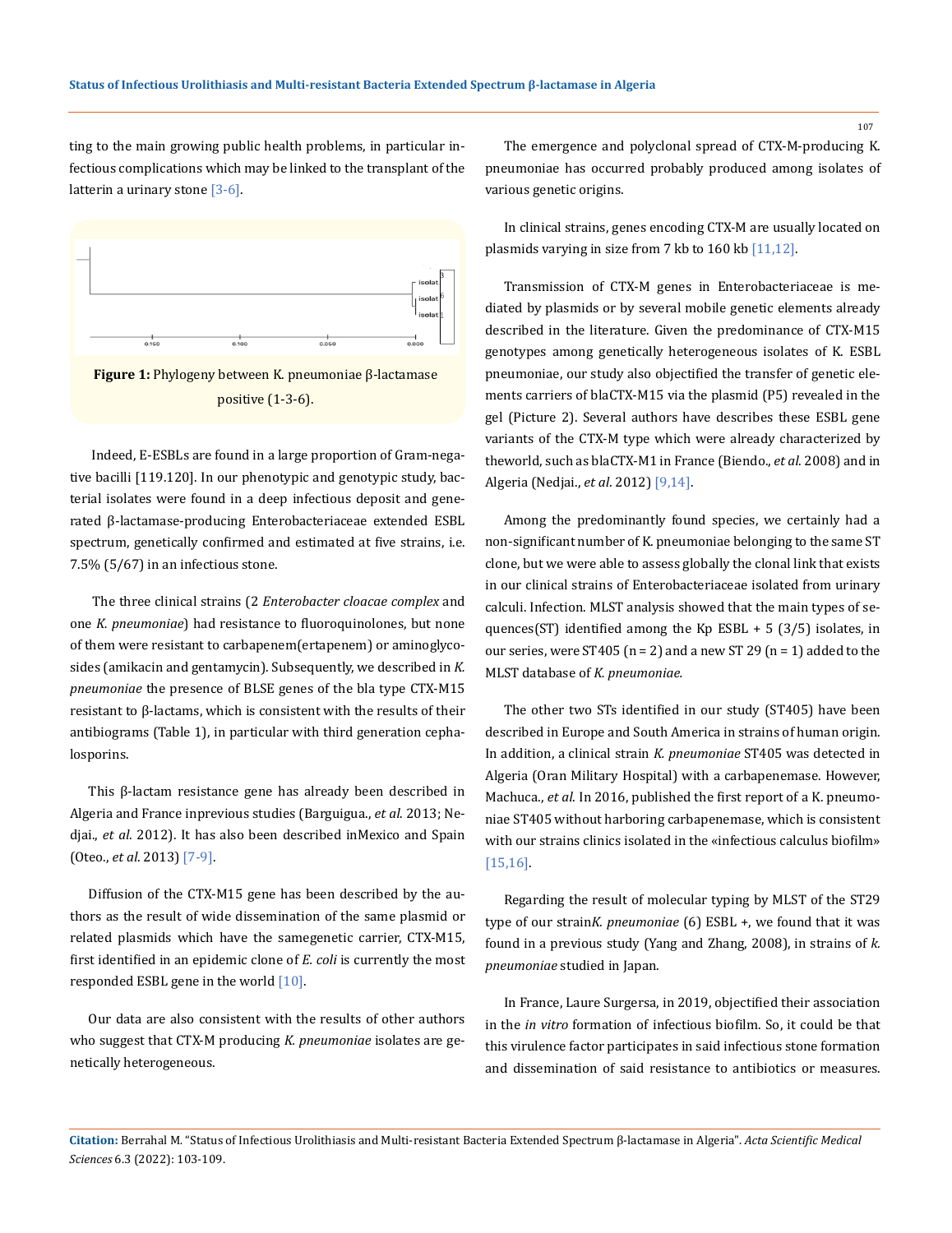ting to the main growing public health problems, in particular infectious complications which may be linked to the transplant of the latterin a urinary stone [3-6].

**Figure 1:** Phylogeny between K. pneumoniae β-lactamase positive (1-3-6).

Indeed, E-ESBLs are found in a large proportion of Gram-negative bacilli [119.120]. In our phenotypic and genotypic study, bacterial isolates were found in a deep infectious deposit and generated β-lactamase-producing Enterobacteriaceae extended ESBL spectrum, genetically confirmed and estimated at five strains, i.e. 7.5% (5/67) in an infectious stone.

The three clinical strains (2 *Enterobacter cloacae complex* and one *K. pneumoniae*) had resistance to fluoroquinolones, but none of them were resistant to carbapenem(ertapenem) or aminoglycosides (amikacin and gentamycin). Subsequently, we described in *K. pneumoniae* the presence of BLSE genes of the bla type CTX-M15 resistant to β-lactams, which is consistent with the results of their antibiograms (Table 1), in particular with third generation cephalosporins.

This β-lactam resistance gene has already been described in Algeria and France inprevious studies (Barguigua., *et al.* 2013; Nedjai., *et al.* 2012). It has also been described inMexico and Spain (Oteo., *et al.* 2013) [7-9].

Diffusion of the CTX-M15 gene has been described by the authors as the result of wide dissemination of the same plasmid or related plasmids which have the samegenetic carrier, CTX-M15, first identified in an epidemic clone of *E. coli* is currently the most responded ESBL gene in the world [10].

Our data are also consistent with the results of other authors who suggest that CTX-M producing *K. pneumoniae* isolates are genetically heterogeneous.

The emergence and polyclonal spread of CTX-M-producing K. pneumoniae has occurred probably produced among isolates of various genetic origins.

In clinical strains, genes encoding CTX-M are usually located on plasmids varying in size from 7 kb to 160 kb [11,12].

Transmission of CTX-M genes in Enterobacteriaceae is mediated by plasmids or by several mobile genetic elements already described in the literature. Given the predominance of CTX-M15 genotypes among genetically heterogeneous isolates of K. ESBL pneumoniae, our study also objectified the transfer of genetic elements carriers of blaCTX-M15 via the plasmid (P5) revealed in the gel (Picture 2). Several authors have describes these ESBL gene variants of the CTX-M type which were already characterized by theworld, such as blaCTX-M1 in France (Biendo., *et al.* 2008) and in Algeria (Nedjai., *et al.* 2012) [9,14].

Among the predominantly found species, we certainly had a non-significant number of K. pneumoniae belonging to the same ST clone, but we were able to assess globally the clonal link that exists in our clinical strains of Enterobacteriaceae isolated from urinary calculi. Infection. MLST analysis showed that the main types of sequences(ST) identified among the Kp ESBL + 5 (3/5) isolates, in our series, were ST405 (n = 2) and a new ST 29 (n = 1) added to the MLST database of *K. pneumoniae.*

The other two STs identified in our study (ST405) have been described in Europe and South America in strains of human origin. In addition, a clinical strain *K. pneumoniae* ST405 was detected in Algeria (Oran Military Hospital) with a carbapenemase. However, Machuca., *et al.* In 2016, published the first report of a K. pneumoniae ST405 without harboring carbapenemase, which is consistent with our strains clinics isolated in the «infectious calculus biofilm» [15,16].

Regarding the result of molecular typing by MLST of the ST29 type of our strain*K. pneumoniae* (6) ESBL +, we found that it was found in a previous study (Yang and Zhang, 2008), in strains of *k. pneumoniae* studied in Japan.

In France, Laure Surgersa, in 2019, objectified their association in the *in vitro* formation of infectious biofilm. So, it could be that this virulence factor participates in said infectious stone formation and dissemination of said resistance to antibiotics or measures.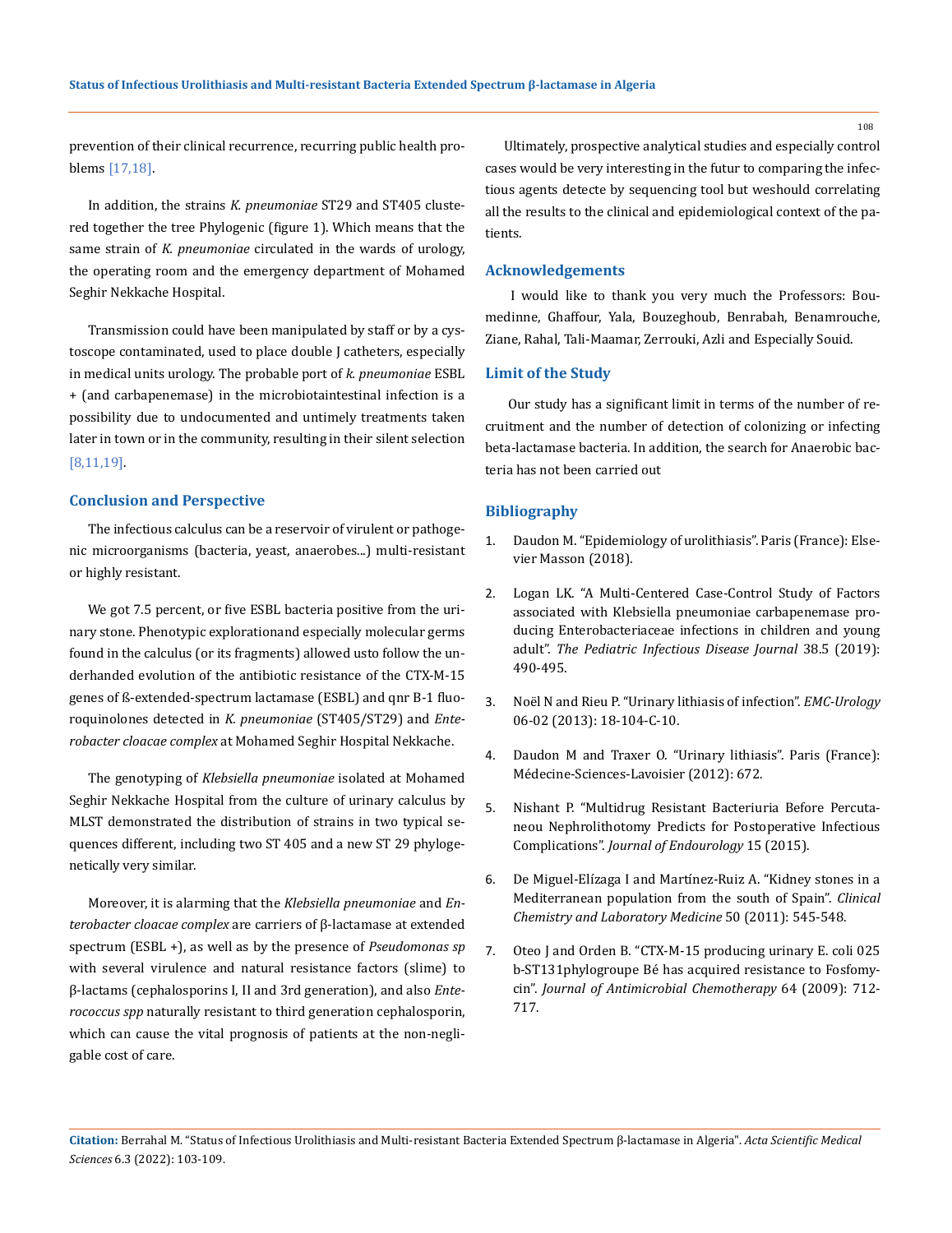prevention of their clinical recurrence, recurring public health problems [17,18].

In addition, the strains *K. pneumoniae* ST29 and ST405 clustered together the tree Phylogenic (figure 1). Which means that the same strain of *K. pneumoniae* circulated in the wards of urology, the operating room and the emergency department of Mohamed Seghir Nekkache Hospital.

Transmission could have been manipulated by staff or by a cystoscope contaminated, used to place double J catheters, especially in medical units urology. The probable port of *k. pneumoniae* ESBL + (and carbapenemase) in the microbiotaintestinal infection is a possibility due to undocumented and untimely treatments taken later in town or in the community, resulting in their silent selection [8,11,19].

## Conclusion and Perspective

The infectious calculus can be a reservoir of virulent or pathogenic microorganisms (bacteria, yeast, anaerobes...) multi-resistant or highly resistant.

We got 7.5 percent, or five ESBL bacteria positive from the urinary stone. Phenotypic explorationand especially molecular germs found in the calculus (or its fragments) allowed usto follow the underhanded evolution of the antibiotic resistance of the CTX-M-15 genes of ß-extended-spectrum lactamase (ESBL) and qnr B-1 fluoroquinolones detected in *K. pneumoniae* (ST405/ST29) and *Enterobacter cloacae complex* at Mohamed Seghir Hospital Nekkache.

The genotyping of *Klebsiella pneumoniae* isolated at Mohamed Seghir Nekkache Hospital from the culture of urinary calculus by MLST demonstrated the distribution of strains in two typical sequences different, including two ST 405 and a new ST 29 phylogenetically very similar.

Moreover, it is alarming that the *Klebsiella pneumoniae* and *Enterobacter cloacae complex* are carriers of β-lactamase at extended spectrum (ESBL +), as well as by the presence of *Pseudomonas sp* with several virulence and natural resistance factors (slime) to β-lactams (cephalosporins I, II and 3rd generation), and also *Enterococcus spp* naturally resistant to third generation cephalosporin, which can cause the vital prognosis of patients at the non-negligable cost of care.

Ultimately, prospective analytical studies and especially control cases would be very interesting in the futur to comparing the infectious agents detecte by sequencing tool but weshould correlating all the results to the clinical and epidemiological context of the patients.

## Acknowledgements

I would like to thank you very much the Professors: Boumedinne, Ghaffour, Yala, Bouzeghoub, Benrabah, Benamrouche, Ziane, Rahal, Tali-Maamar, Zerrouki, Azli and Especially Souid.

## Limit of the Study

Our study has a significant limit in terms of the number of recruitment and the number of detection of colonizing or infecting beta-lactamase bacteria. In addition, the search for Anaerobic bacteria has not been carried out

## Bibliography

1. Daudon M. "Epidemiology of urolithiasis". Paris (France): Elsevier Masson (2018).
2. Logan LK. "A Multi-Centered Case-Control Study of Factors associated with Klebsiella pneumoniae carbapenemase producing Enterobacteriaceae infections in children and young adult". *The Pediatric Infectious Disease Journal* 38.5 (2019): 490-495.
3. Noël N and Rieu P. "Urinary lithiasis of infection". *EMC-Urology* 06-02 (2013): 18-104-C-10.
4. Daudon M and Traxer O. "Urinary lithiasis". Paris (France): Médecine-Sciences-Lavoisier (2012): 672.
5. Nishant P. "Multidrug Resistant Bacteriuria Before Percutaneou Nephrolithotomy Predicts for Postoperative Infectious Complications". *Journal of Endourology* 15 (2015).
6. De Miguel-Elízaga I and Martínez-Ruiz A. "Kidney stones in a Mediterranean population from the south of Spain". *Clinical Chemistry and Laboratory Medicine* 50 (2011): 545-548.
7. Oteo J and Orden B. "CTX-M-15 producing urinary E. coli 025 b-ST131phylogroupe Bé has acquired resistance to Fosfomycin". *Journal of Antimicrobial Chemotherapy* 64 (2009): 712-717.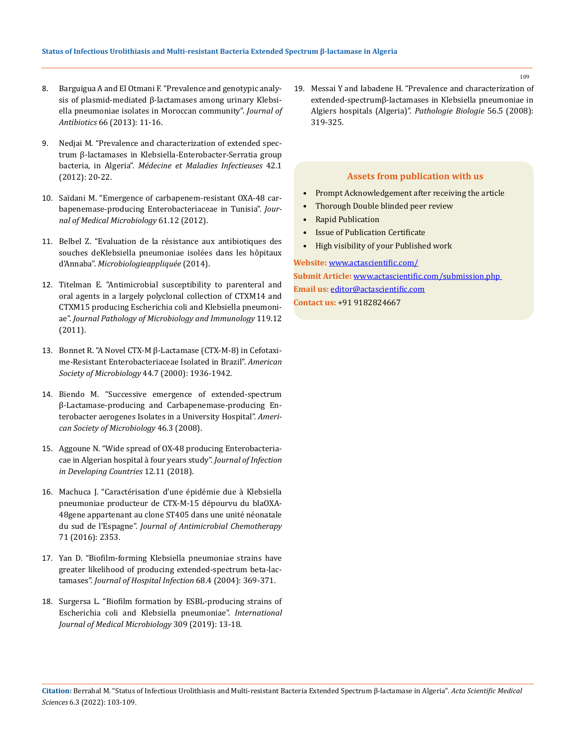8. Barguigua A and El Otmani F. "Prevalence and genotypic analysis of plasmid-mediated β-lactamases among urinary Klebsiella pneumoniae isolates in Moroccan community". *Journal of Antibiotics* 66 (2013): 11-16.

9. Nedjai M. "Prevalence and characterization of extended spectrum β-lactamases in Klebsiella-Enterobacter-Serratia group bacteria, in Algeria". *Médecine et Maladies Infectieuses* 42.1 (2012): 20-22.

10. Saïdani M. "Emergence of carbapenem-resistant OXA-48 carbapenemase-producing Enterobacteriaceae in Tunisia". *Journal of Medical Microbiology* 61.12 (2012).

11. Belbel Z. "Evaluation de la résistance aux antibiotiques des souches deKlebsiella pneumoniae isolées dans les hôpitaux d'Annaba". *Microbiologieappliquée* (2014).

12. Titelman E. "Antimicrobial susceptibility to parenteral and oral agents in a largely polyclonal collection of CTXM14 and CTXM15 producing Escherichia coli and Klebsiella pneumoniae". *Journal Pathology of Microbiology and Immunology* 119.12 (2011).

13. Bonnet R. "A Novel CTX-M β-Lactamase (CTX-M-8) in Cefotaxime-Resistant Enterobacteriaceae Isolated in Brazil". *American Society of Microbiology* 44.7 (2000): 1936-1942.

14. Biendo M. "Successive emergence of extended-spectrum β-Lactamase-producing and Carbapenemase-producing Enterobacter aerogenes Isolates in a University Hospital". *American Society of Microbiology* 46.3 (2008).

15. Aggoune N. "Wide spread of OX-48 producing Enterobacteriacae in Algerian hospital à four years study". *Journal of Infection in Developing Countries* 12.11 (2018).

16. Machuca J. "Caractérisation d'une épidémie due à Klebsiella pneumoniae producteur de CTX-M-15 dépourvu du blaOXA-48gene appartenant au clone ST405 dans une unité néonatale du sud de l'Espagne". *Journal of Antimicrobial Chemotherapy* 71 (2016): 2353.

17. Yan D. "Biofilm-forming Klebsiella pneumoniae strains have greater likelihood of producing extended-spectrum beta-lactamases". *Journal of Hospital Infection* 68.4 (2004): 369-371.

18. Surgersa L. "Biofilm formation by ESBL-producing strains of Escherichia coli and Klebsiella pneumoniae". *International Journal of Medical Microbiology* 309 (2019): 13-18.

19. Messai Y and Iabadene H. "Prevalence and characterization of extended-spectrumβ-lactamases in Klebsiella pneumoniae in Algiers hospitals (Algeria)". *Pathologie Biologie* 56.5 (2008): 319-325.

**Assets from publication with us**

- Prompt Acknowledgement after receiving the article
- Thorough Double blinded peer review
- Rapid Publication
- Issue of Publication Certificate
- High visibility of your Published work

**Website:** www.actascientific.com/
**Submit Article:** www.actascientific.com/submission.php
**Email us:** editor@actascientific.com
**Contact us:** +91 9182824667